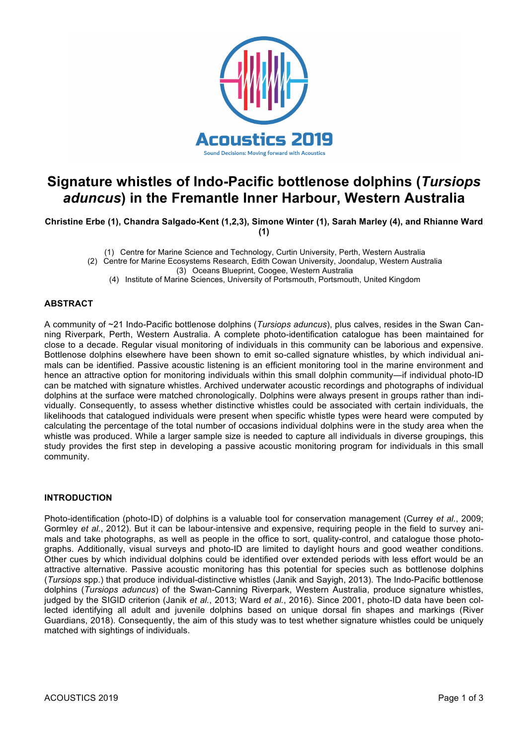# Signature whistles of Indo-Pacific bottlenose dolphins (*Tursiops aduncus*) in the Fremantle Inner Harbour, Western Australia

**Christine Erbe (1), Chandra Salgado-Kent (1,2,3), Simone Winter (1), Sarah Marley (4), and Rhianne Ward (1)**

(1) Centre for Marine Science and Technology, Curtin University, Perth, Western Australia
(2) Centre for Marine Ecosystems Research, Edith Cowan University, Joondalup, Western Australia
(3) Oceans Blueprint, Coogee, Western Australia
(4) Institute of Marine Sciences, University of Portsmouth, Portsmouth, United Kingdom

## ABSTRACT

A community of ~21 Indo-Pacific bottlenose dolphins (*Tursiops aduncus*), plus calves, resides in the Swan Canning Riverpark, Perth, Western Australia. A complete photo-identification catalogue has been maintained for close to a decade. Regular visual monitoring of individuals in this community can be laborious and expensive. Bottlenose dolphins elsewhere have been shown to emit so-called signature whistles, by which individual animals can be identified. Passive acoustic listening is an efficient monitoring tool in the marine environment and hence an attractive option for monitoring individuals within this small dolphin community—if individual photo-ID can be matched with signature whistles. Archived underwater acoustic recordings and photographs of individual dolphins at the surface were matched chronologically. Dolphins were always present in groups rather than individually. Consequently, to assess whether distinctive whistles could be associated with certain individuals, the likelihoods that catalogued individuals were present when specific whistle types were heard were computed by calculating the percentage of the total number of occasions individual dolphins were in the study area when the whistle was produced. While a larger sample size is needed to capture all individuals in diverse groupings, this study provides the first step in developing a passive acoustic monitoring program for individuals in this small community.

## INTRODUCTION

Photo-identification (photo-ID) of dolphins is a valuable tool for conservation management (Currey *et al.*, 2009; Gormley *et al.*, 2012). But it can be labour-intensive and expensive, requiring people in the field to survey animals and take photographs, as well as people in the office to sort, quality-control, and catalogue those photographs. Additionally, visual surveys and photo-ID are limited to daylight hours and good weather conditions. Other cues by which individual dolphins could be identified over extended periods with less effort would be an attractive alternative. Passive acoustic monitoring has this potential for species such as bottlenose dolphins (*Tursiops* spp.) that produce individual-distinctive whistles (Janik and Sayigh, 2013). The Indo-Pacific bottlenose dolphins (*Tursiops aduncus*) of the Swan-Canning Riverpark, Western Australia, produce signature whistles, judged by the SIGID criterion (Janik *et al.*, 2013; Ward *et al.*, 2016). Since 2001, photo-ID data have been collected identifying all adult and juvenile dolphins based on unique dorsal fin shapes and markings (River Guardians, 2018). Consequently, the aim of this study was to test whether signature whistles could be uniquely matched with sightings of individuals.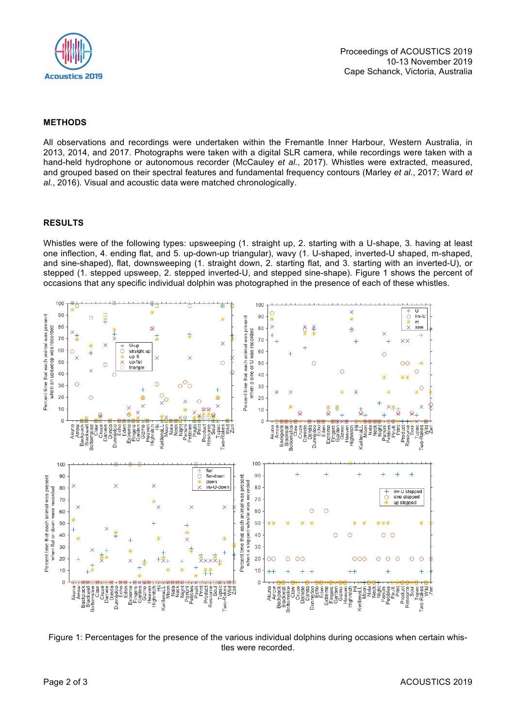## METHODS

All observations and recordings were undertaken within the Fremantle Inner Harbour, Western Australia, in 2013, 2014, and 2017. Photographs were taken with a digital SLR camera, while recordings were taken with a hand-held hydrophone or autonomous recorder (McCauley *et al.*, 2017). Whistles were extracted, measured, and grouped based on their spectral features and fundamental frequency contours (Marley *et al.*, 2017; Ward *et al.*, 2016). Visual and acoustic data were matched chronologically.

## RESULTS

Whistles were of the following types: upsweeping (1. straight up, 2. starting with a U-shape, 3. having at least one inflection, 4. ending flat, and 5. up-down-up triangular), wavy (1. U-shaped, inverted-U shaped, m-shaped, and sine-shaped), flat, downsweeping (1. straight down, 2. starting flat, and 3. starting with an inverted-U), or stepped (1. stepped upsweep, 2. stepped inverted-U, and stepped sine-shape). Figure 1 shows the percent of occasions that any specific individual dolphin was photographed in the presence of each of these whistles.

Figure 1: Percentages for the presence of the various individual dolphins during occasions when certain whistles were recorded.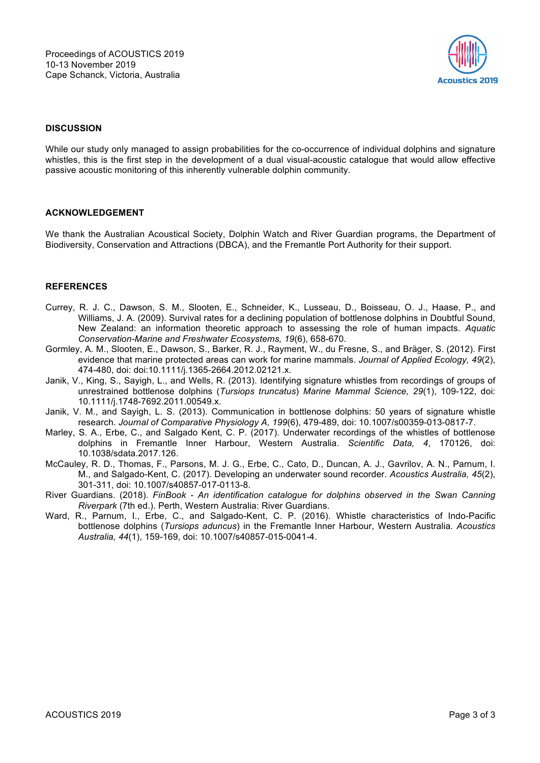## DISCUSSION

While our study only managed to assign probabilities for the co-occurrence of individual dolphins and signature whistles, this is the first step in the development of a dual visual-acoustic catalogue that would allow effective passive acoustic monitoring of this inherently vulnerable dolphin community.

## ACKNOWLEDGEMENT

We thank the Australian Acoustical Society, Dolphin Watch and River Guardian programs, the Department of Biodiversity, Conservation and Attractions (DBCA), and the Fremantle Port Authority for their support.

## REFERENCES

Currey, R. J. C., Dawson, S. M., Slooten, E., Schneider, K., Lusseau, D., Boisseau, O. J., Haase, P., and Williams, J. A. (2009). Survival rates for a declining population of bottlenose dolphins in Doubtful Sound, New Zealand: an information theoretic approach to assessing the role of human impacts. *Aquatic Conservation-Marine and Freshwater Ecosystems, 19*(6), 658-670.

Gormley, A. M., Slooten, E., Dawson, S., Barker, R. J., Rayment, W., du Fresne, S., and Bräger, S. (2012). First evidence that marine protected areas can work for marine mammals. *Journal of Applied Ecology, 49*(2), 474-480, doi: doi:10.1111/j.1365-2664.2012.02121.x.

Janik, V., King, S., Sayigh, L., and Wells, R. (2013). Identifying signature whistles from recordings of groups of unrestrained bottlenose dolphins (*Tursiops truncatus*) *Marine Mammal Science, 29*(1), 109-122, doi: 10.1111/j.1748-7692.2011.00549.x.

Janik, V. M., and Sayigh, L. S. (2013). Communication in bottlenose dolphins: 50 years of signature whistle research. *Journal of Comparative Physiology A, 199*(6), 479-489, doi: 10.1007/s00359-013-0817-7.

Marley, S. A., Erbe, C., and Salgado Kent, C. P. (2017). Underwater recordings of the whistles of bottlenose dolphins in Fremantle Inner Harbour, Western Australia. *Scientific Data, 4*, 170126, doi: 10.1038/sdata.2017.126.

McCauley, R. D., Thomas, F., Parsons, M. J. G., Erbe, C., Cato, D., Duncan, A. J., Gavrilov, A. N., Parnum, I. M., and Salgado-Kent, C. (2017). Developing an underwater sound recorder. *Acoustics Australia, 45*(2), 301-311, doi: 10.1007/s40857-017-0113-8.

River Guardians. (2018). *FinBook - An identification catalogue for dolphins observed in the Swan Canning Riverpark* (7th ed.). Perth, Western Australia: River Guardians.

Ward, R., Parnum, I., Erbe, C., and Salgado-Kent, C. P. (2016). Whistle characteristics of Indo-Pacific bottlenose dolphins (*Tursiops aduncus*) in the Fremantle Inner Harbour, Western Australia. *Acoustics Australia, 44*(1), 159-169, doi: 10.1007/s40857-015-0041-4.